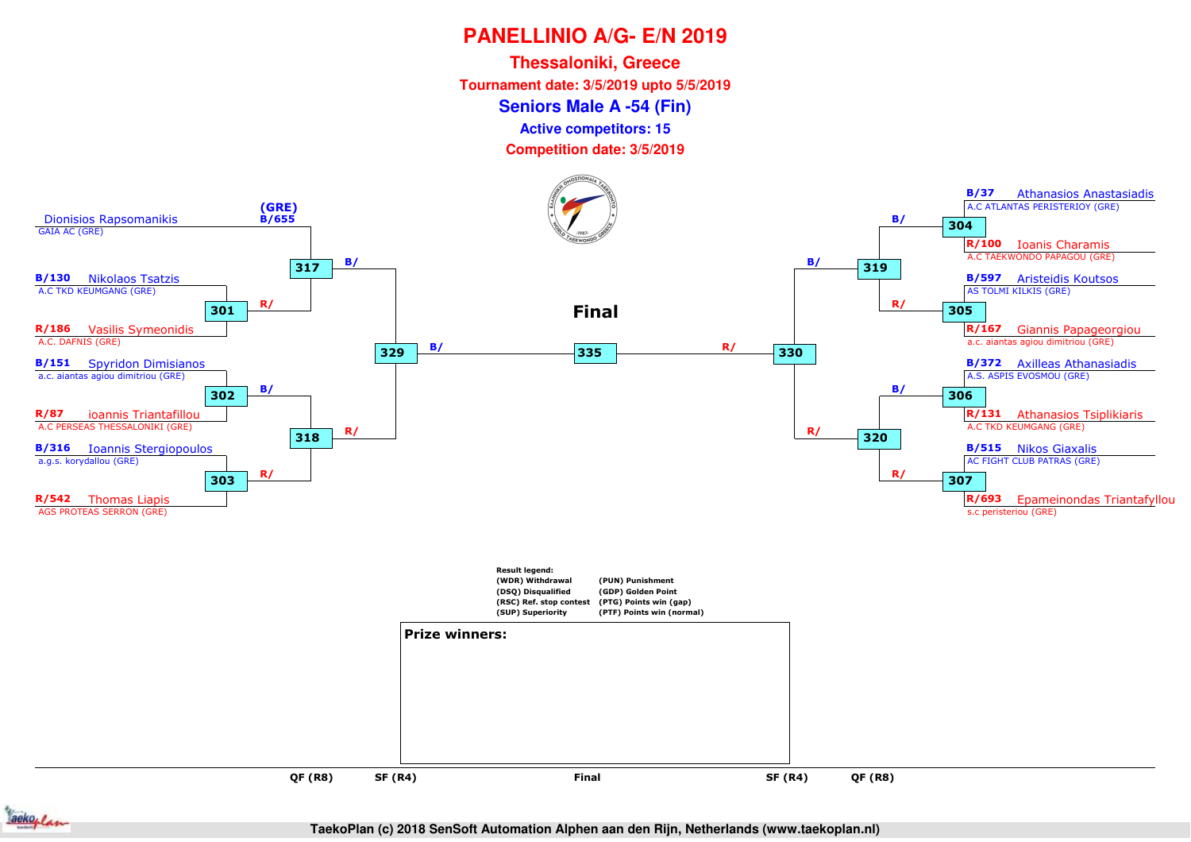# PANELLINIO A/G- E/N 2019

## Thessaloniki, Greece

**Tournament date: 3/5/2019 upto 5/5/2019**

## Seniors Male A -54 (Fin)

**Active competitors: 15**

**Competition date: 3/5/2019**

### Final

**Left side of bracket**

| Match | Competitor | Club |
|---|---|---|
| 317 | (GRE) B/655 Dionisios Rapsomanikis | GAIA AC (GRE) |
| 301 | B/130 Nikolaos Tsatzis | A.C TKD KEUMGANG (GRE) |
| 301 | R/186 Vasilis Symeonidis | A.C. DAFNIS (GRE) |
| 302 | B/151 Spyridon Dimisianos | a.c. aiantas agiou dimitriou (GRE) |
| 302 | R/87 ioannis Triantafillou | A.C PERSEAS THESSALONIKI (GRE) |
| 303 | B/316 Ioannis Stergiopoulos | a.g.s. korydallou (GRE) |
| 303 | R/542 Thomas Liapis | AGS PROTEAS SERRON (GRE) |

**Right side of bracket**

| Match | Competitor | Club |
|---|---|---|
| 304 | B/37 Athanasios Anastasiadis | A.C ATLANTAS PERISTERIOY (GRE) |
| 304 | R/100 Ioanis Charamis | A.C TAEKWONDO PAPAGOU (GRE) |
| 305 | B/597 Aristeidis Koutsos | AS TOLMI KILKIS (GRE) |
| 305 | R/167 Giannis Papageorgiou | a.c. aiantas agiou dimitriou (GRE) |
| 306 | B/372 Axilleas Athanasiadis | A.S. ASPIS EVOSMOU (GRE) |
| 306 | R/131 Athanasios Tsiplikiaris | A.C TKD KEUMGANG (GRE) |
| 307 | B/515 Nikos Giaxalis | AC FIGHT CLUB PATRAS (GRE) |
| 307 | R/693 Epameinondas Triantafyllou | s.c peristeriou (GRE) |

Bracket progression: 301 → 317 (R/); 317 (B/) and 318 (R/) → 329; 302 (B/) and 303 (R/) → 318; 304 (B/) and 305 (R/) → 319; 306 (B/) and 307 (R/) → 320; 319 (B/) and 320 (R/) → 330; 329 (B/) and 330 (R/) → 335 (Final).

QF (R8) | SF (R4) | Final | SF (R4) | QF (R8)

**Result legend:**

- (WDR) Withdrawal
- (DSQ) Disqualified
- (RSC) Ref. stop contest
- (SUP) Superiority
- (PUN) Punishment
- (GDP) Golden Point
- (PTG) Points win (gap)
- (PTF) Points win (normal)

**Prize winners:**

TaekoPlan (c) 2018 SenSoft Automation Alphen aan den Rijn, Netherlands (www.taekoplan.nl)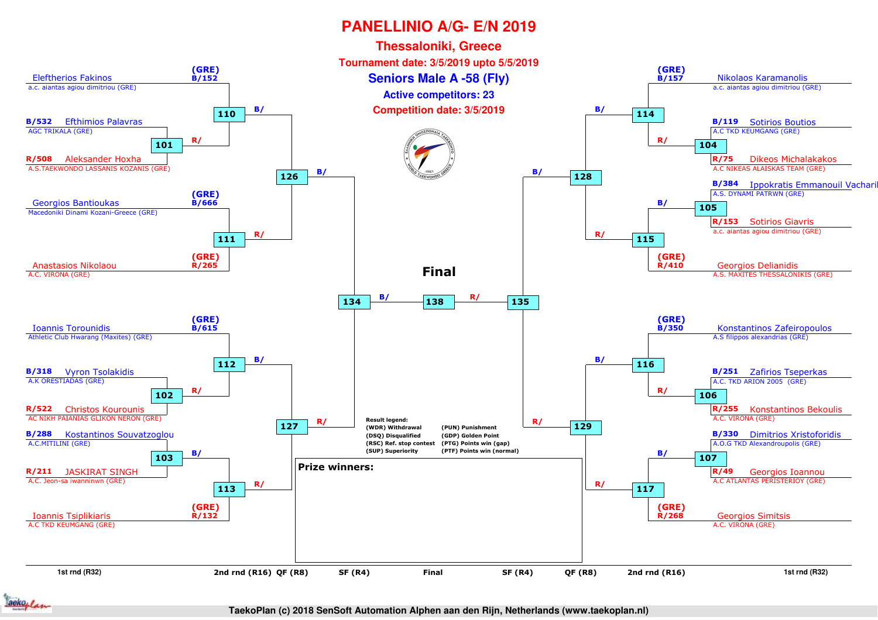# PANELLINIO A/G- E/N 2019

## Thessaloniki, Greece

**Tournament date: 3/5/2019 upto 5/5/2019**

## Seniors Male A -58 (Fly)

**Active competitors: 23**

**Competition date: 3/5/2019**

### Left side of bracket

| Competitor | Club | Code | Match |
|---|---|---|---|
| Eleftherios Fakinos | a.c. aiantas agiou dimitriou (GRE) | (GRE) B/152 | 110 |
| Efthimios Palavras | AGC TRIKALA (GRE) | B/532 | 101 |
| Aleksander Hoxha | A.S.TAEKWONDO LASSANIS KOZANIS (GRE) | R/508 | 101 |
| Georgios Bantioukas | Macedoniki Dinami Kozani-Greece (GRE) | (GRE) B/666 | 111 |
| Anastasios Nikolaou | A.C. VIRONA (GRE) | (GRE) R/265 | 111 |
| Ioannis Torounidis | Athletic Club Hwarang (Maxites) (GRE) | (GRE) B/615 | 112 |
| Vyron Tsolakidis | A.K ORESTIADAS (GRE) | B/318 | 102 |
| Christos Kourounis | AC NIKH PAIANIAS GLIKON NERON (GRE) | R/522 | 102 |
| Kostantinos Souvatzoglou | A.C.MITILINI (GRE) | B/288 | 103 |
| JASKIRAT SINGH | A.C. Jeon-sa iwanninwn (GRE) | R/211 | 103 |
| Ioannis Tsiplikiaris | A.C TKD KEUMGANG (GRE) | (GRE) R/132 | 113 |

### Right side of bracket

| Competitor | Club | Code | Match |
|---|---|---|---|
| Nikolaos Karamanolis | a.c. aiantas agiou dimitriou (GRE) | (GRE) B/157 | 114 |
| Sotirios Boutios | A.C TKD KEUMGANG (GRE) | B/119 | 104 |
| Dikeos Michalakakos | A.C NIKEAS ALAISKAS TEAM (GRE) | R/75 | 104 |
| Ippokratis Emmanouil Vacharil | A.S. DYNAMI PATRWN (GRE) | B/384 | 105 |
| Sotirios Giavris | a.c. aiantas agiou dimitriou (GRE) | R/153 | 105 |
| Georgios Delianidis | A.S. MAXITES THESSALONIKIS (GRE) | (GRE) R/410 | 115 |
| Konstantinos Zafeiropoulos | A.S filippos alexandrias (GRE) | (GRE) B/350 | 116 |
| Zafirios Tseperkas | A.C. TKD ARION 2005 (GRE) | B/251 | 106 |
| Konstantinos Bekoulis | A.C. VIRONA (GRE) | R/255 | 106 |
| Dimitrios Xristoforidis | A.O.G TKD Alexandroupolis (GRE) | B/330 | 107 |
| Georgios Ioannou | A.C ATLANTAS PERISTERIOY (GRE) | R/49 | 107 |
| Georgios Simitsis | A.C. VIRONA (GRE) | (GRE) R/268 | 117 |

### Bracket progression

- 110 (B/) and 111 (R/) → 126
- 112 (B/) and 113 (R/) → 127
- 126 (B/) and 127 (R/) → 134
- 114 (B/) and 115 (R/) → 128
- 116 (B/) and 117 (R/) → 129
- 128 (B/) and 129 (R/) → 135
- **Final:** 134 (B/) – 138 – 135 (R/)

**Result legend:**

| | |
|---|---|
| (WDR) Withdrawal | (PUN) Punishment |
| (DSQ) Disqualified | (GDP) Golden Point |
| (RSC) Ref. stop contest | (PTG) Points win (gap) |
| (SUP) Superiority | (PTF) Points win (normal) |

**Prize winners:**

1st rnd (R32) | 2nd rnd (R16) | QF (R8) | SF (R4) | Final | SF (R4) | QF (R8) | 2nd rnd (R16) | 1st rnd (R32)

TaekoPlan (c) 2018 SenSoft Automation Alphen aan den Rijn, Netherlands (www.taekoplan.nl)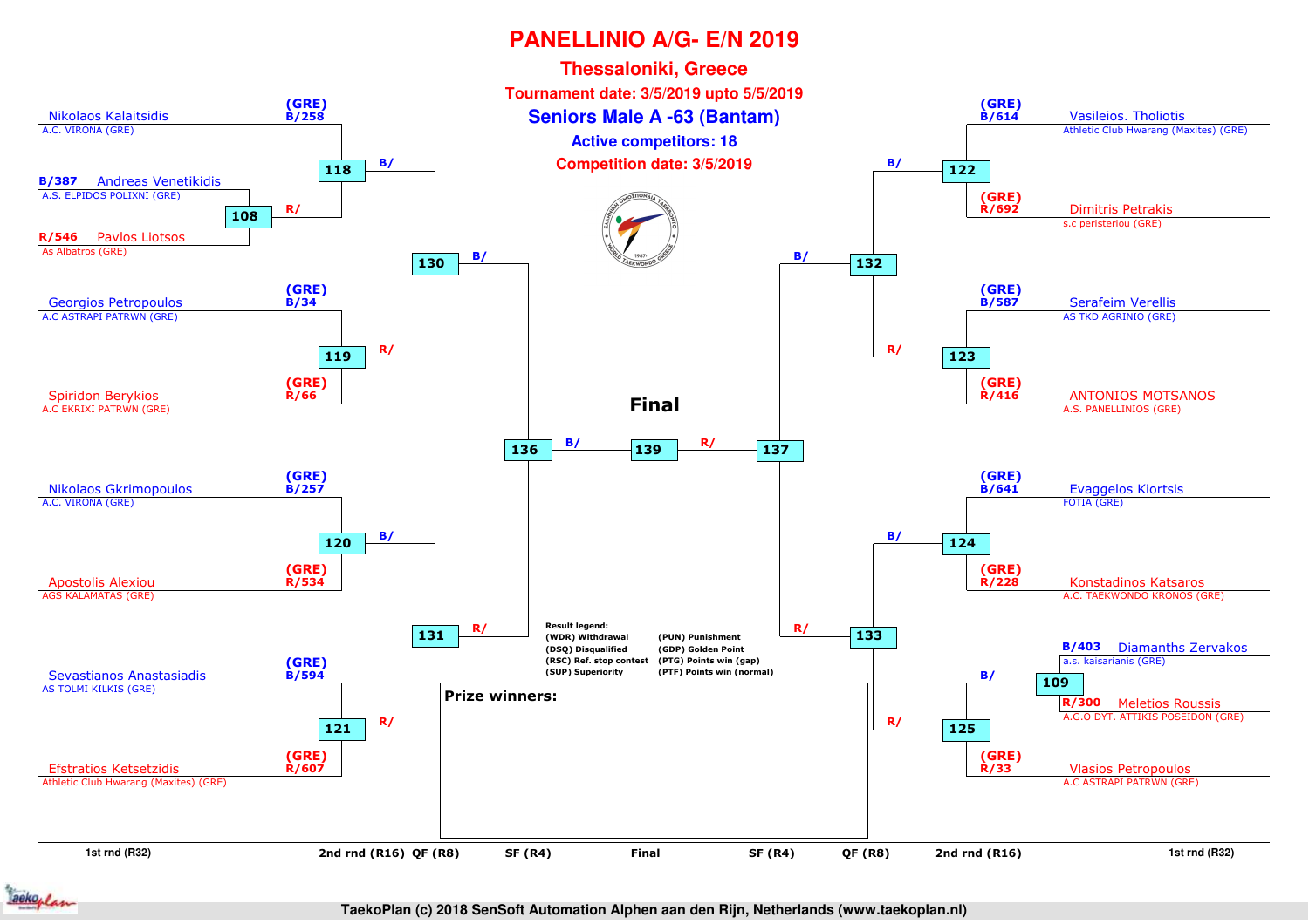# PANELLINIO A/G- E/N 2019

## Thessaloniki, Greece

**Tournament date: 3/5/2019 upto 5/5/2019**

## Seniors Male A -63 (Bantam)

**Active competitors: 18**

**Competition date: 3/5/2019**

### Left side of bracket

| Competitor | Club | Seed |
|---|---|---|
| Nikolaos Kalaitsidis | A.C. VIRONA (GRE) | (GRE) B/258 |
| Andreas Venetikidis | A.S. ELPIDOS POLIXNI (GRE) | B/387 |
| Pavlos Liotsos | As Albatros (GRE) | R/546 |
| Georgios Petropoulos | A.C ASTRAPI PATRWN (GRE) | (GRE) B/34 |
| Spiridon Berykios | A.C EKRIXI PATRWN (GRE) | (GRE) R/66 |
| Nikolaos Gkrimopoulos | A.C. VIRONA (GRE) | (GRE) B/257 |
| Apostolis Alexiou | AGS KALAMATAS (GRE) | (GRE) R/534 |
| Sevastianos Anastasiadis | AS TOLMI KILKIS (GRE) | (GRE) B/594 |
| Efstratios Ketsetzidis | Athletic Club Hwarang (Maxites) (GRE) | (GRE) R/607 |

Matches: 108 (Venetikidis vs Liotsos), 118, 119, 120, 121, 130, 131, 136

### Right side of bracket

| Competitor | Club | Seed |
|---|---|---|
| Vasileios. Tholiotis | Athletic Club Hwarang (Maxites) (GRE) | (GRE) B/614 |
| Dimitris Petrakis | s.c peristeriou (GRE) | (GRE) R/692 |
| Serafeim Verellis | AS TKD AGRINIO (GRE) | (GRE) B/587 |
| ANTONIOS MOTSANOS | A.S. PANELLINIOS (GRE) | (GRE) R/416 |
| Evaggelos Kiortsis | FOTIA (GRE) | (GRE) B/641 |
| Konstadinos Katsaros | A.C. TAEKWONDO KRONOS (GRE) | (GRE) R/228 |
| Diamanths Zervakos | a.s. kaisarianis (GRE) | B/403 |
| Meletios Roussis | A.G.O DYT. ATTIKIS POSEIDON (GRE) | R/300 |
| Vlasios Petropoulos | A.C ASTRAPI PATRWN (GRE) | (GRE) R/33 |

Matches: 109 (Zervakos vs Roussis), 122, 123, 124, 125, 132, 133, 137

### Final

Match 139: 136 (B/) vs 137 (R/)

**Result legend:**

- (WDR) Withdrawal
- (DSQ) Disqualified
- (RSC) Ref. stop contest
- (SUP) Superiority
- (PUN) Punishment
- (GDP) Golden Point
- (PTG) Points win (gap)
- (PTF) Points win (normal)

**Prize winners:**

1st rnd (R32) | 2nd rnd (R16) | QF (R8) | SF (R4) | Final | SF (R4) | QF (R8) | 2nd rnd (R16) | 1st rnd (R32)

TaekoPlan (c) 2018 SenSoft Automation Alphen aan den Rijn, Netherlands (www.taekoplan.nl)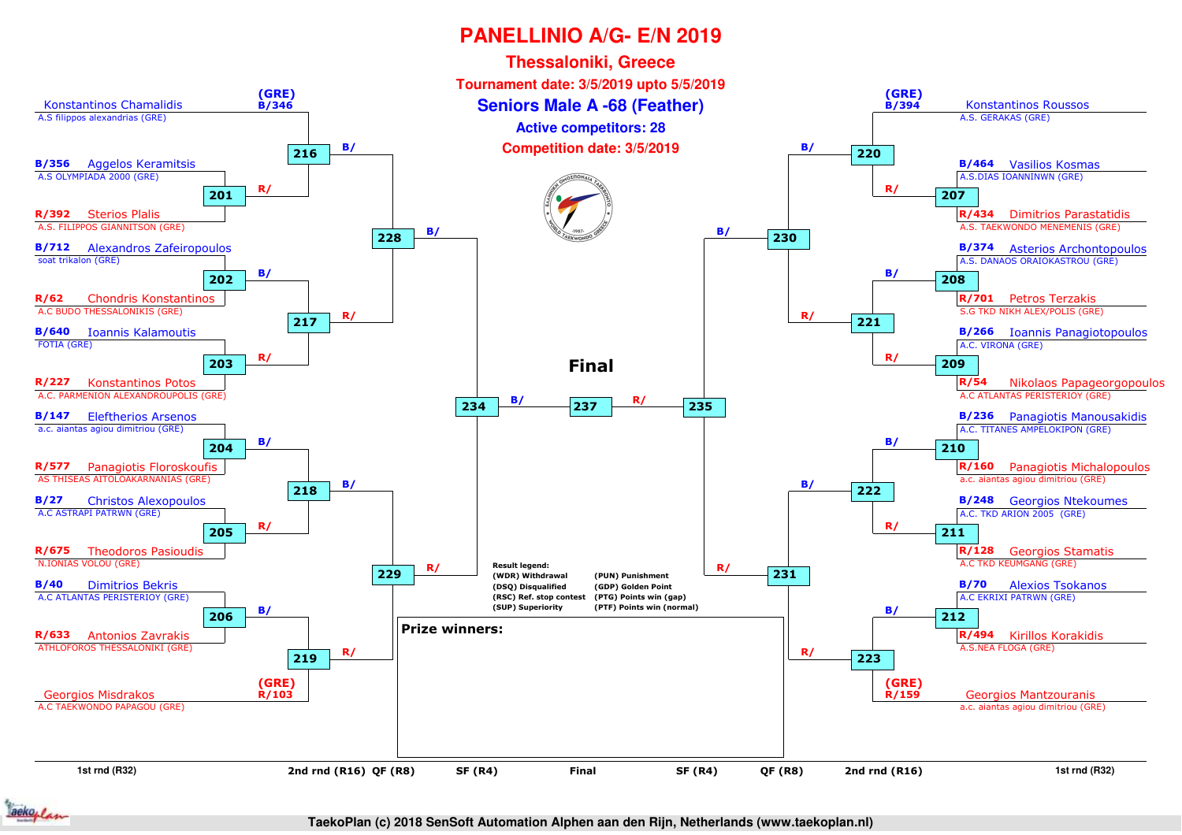# PANELLINIO A/G- E/N 2019

## Thessaloniki, Greece

**Tournament date: 3/5/2019 upto 5/5/2019**

## Seniors Male A -68 (Feather)

**Active competitors: 28**

**Competition date: 3/5/2019**

### Left side of bracket

| Bout | Blue | Red |
|---|---|---|
| 216 | (GRE) B/346 Konstantinos Chamalidis – A.S filippos alexandrias (GRE) | R/ (winner of 201) |
| 201 | B/356 Aggelos Keramitsis – A.S OLYMPIADA 2000 (GRE) | R/392 Sterios Plalis – A.S. FILIPPOS GIANNITSON (GRE) |
| 202 | B/712 Alexandros Zafeiropoulos – soat trikalon (GRE) | R/62 Chondris Konstantinos – A.C BUDO THESSALONIKIS (GRE) |
| 203 | B/640 Ioannis Kalamoutis – FOTIA (GRE) | R/227 Konstantinos Potos – A.C. PARMENION ALEXANDROUPOLIS (GRE) |
| 204 | B/147 Eleftherios Arsenos – a.c. aiantas agiou dimitriou (GRE) | R/577 Panagiotis Floroskoufis – AS THISEAS AITOLOAKARNANIAS (GRE) |
| 205 | B/27 Christos Alexopoulos – A.C ASTRAPI PATRWN (GRE) | R/675 Theodoros Pasioudis – N.IONIAS VOLOU (GRE) |
| 206 | B/40 Dimitrios Bekris – A.C ATLANTAS PERISTERIOY (GRE) | R/633 Antonios Zavrakis – ATHLOFOROS THESSALONIKI (GRE) |
| 219 | B/ (winner of 206) | (GRE) R/103 Georgios Misdrakos – A.C TAEKWONDO PAPAGOU (GRE) |
| 217 | B/ (winner of 202) | R/ (winner of 203) |
| 218 | B/ (winner of 204) | R/ (winner of 205) |
| 228 | B/ (winner of 216) | R/ (winner of 217) |
| 229 | B/ (winner of 218) | R/ (winner of 219) |
| 234 | B/ (winner of 228) | R/ (winner of 229) |

### Right side of bracket

| Bout | Blue | Red |
|---|---|---|
| 220 | (GRE) B/394 Konstantinos Roussos – A.S. GERAKAS (GRE) | R/ (winner of 207) |
| 207 | B/464 Vasilios Kosmas – A.S.DIAS IOANNINWN (GRE) | R/434 Dimitrios Parastatidis – A.S. TAEKWONDO MENEMENIS (GRE) |
| 208 | B/374 Asterios Archontopoulos – A.S. DANAOS ORAIOKASTROU (GRE) | R/701 Petros Terzakis – S.G TKD NIKH ALEX/POLIS (GRE) |
| 209 | B/266 Ioannis Panagiotopoulos – A.C. VIRONA (GRE) | R/54 Nikolaos Papageorgopoulos – A.C ATLANTAS PERISTERIOY (GRE) |
| 210 | B/236 Panagiotis Manousakidis – A.C. TITANES AMPELOKIPON (GRE) | R/160 Panagiotis Michalopoulos – a.c. aiantas agiou dimitriou (GRE) |
| 211 | B/248 Georgios Ntekoumes – A.C. TKD ARION 2005 (GRE) | R/128 Georgios Stamatis – A.C TKD KEUMGANG (GRE) |
| 212 | B/70 Alexios Tsokanos – A.C EKRIXI PATRWN (GRE) | R/494 Kirillos Korakidis – A.S.NEA FLOGA (GRE) |
| 223 | B/ (winner of 212) | (GRE) R/159 Georgios Mantzouranis – a.c. aiantas agiou dimitriou (GRE) |
| 221 | B/ (winner of 208) | R/ (winner of 209) |
| 222 | B/ (winner of 210) | R/ (winner of 211) |
| 230 | B/ (winner of 220) | R/ (winner of 221) |
| 231 | B/ (winner of 222) | R/ (winner of 223) |
| 235 | B/ (winner of 230) | R/ (winner of 231) |

### Final

| Bout | Blue | Red |
|---|---|---|
| 237 | B/ (winner of 234) | R/ (winner of 235) |

**Result legend:**

| | |
|---|---|
| (WDR) Withdrawal | (PUN) Punishment |
| (DSQ) Disqualified | (GDP) Golden Point |
| (RSC) Ref. stop contest | (PTG) Points win (gap) |
| (SUP) Superiority | (PTF) Points win (normal) |

**Prize winners:**

1st rnd (R32) | 2nd rnd (R16) | QF (R8) | SF (R4) | Final | SF (R4) | QF (R8) | 2nd rnd (R16) | 1st rnd (R32)

TaekoPlan (c) 2018 SenSoft Automation Alphen aan den Rijn, Netherlands (www.taekoplan.nl)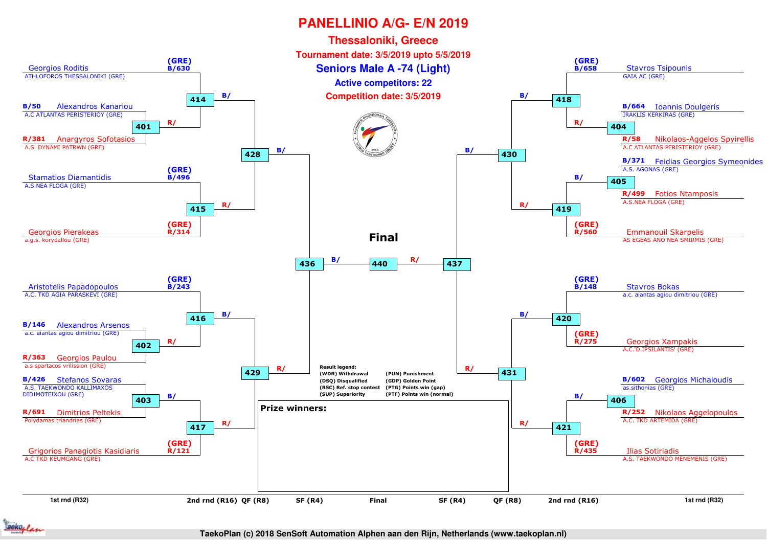# PANELLINIO A/G- E/N 2019

## Thessaloniki, Greece

**Tournament date: 3/5/2019 upto 5/5/2019**

## Seniors Male A -74 (Light)

**Active competitors: 22**

**Competition date: 3/5/2019**

### Left bracket

- Georgios Roditis — ATHLOFOROS THESSALONIKI (GRE) — (GRE) B/630
- B/50 Alexandros Kanariou — A.C ATLANTAS PERISTERIOY (GRE)
- R/381 Anargyros Sofotasios — A.S. DYNAMI PATRWN (GRE)
- Match 401: B/ vs R/
- Match 414: B/ vs R/
- Stamatios Diamantidis — A.S.NEA FLOGA (GRE) — (GRE) B/496
- Georgios Pierakeas — a.g.s. korydallou (GRE) — (GRE) R/314
- Match 415: B/ vs R/
- Match 428: B/ vs R/
- Aristotelis Papadopoulos — A.C. TKD AGIA PARASKEVI (GRE) — (GRE) B/243
- B/146 Alexandros Arsenos — a.c. aiantas agiou dimitriou (GRE)
- R/363 Georgios Paulou — a.s spartacos vrilission (GRE)
- Match 402: B/ vs R/
- Match 416: B/ vs R/
- B/426 Stefanos Sovaras — A.S. TAEKWONDO KALLIMAXOS DIDIMOTEIXOU (GRE)
- R/691 Dimitrios Peltekis — Polydamas triandrias (GRE)
- Match 403: B/ vs R/
- Grigorios Panagiotis Kasidiaris — A.C TKD KEUMGANG (GRE) — (GRE) R/121
- Match 417: B/ vs R/
- Match 429: B/ vs R/
- Match 436 (SF)

### Right bracket

- Stavros Tsipounis — GAIA AC (GRE) — (GRE) B/658
- B/664 Ioannis Doulgeris — IRAKLIS KERKIRAS (GRE)
- R/58 Nikolaos-Aggelos Spyirellis — A.C ATLANTAS PERISTERIOY (GRE)
- Match 404: B/ vs R/
- Match 418: B/ vs R/
- B/371 Feidias Georgios Symeonides — A.S. AGONAS (GRE)
- R/499 Fotios Ntamposis — A.S.NEA FLOGA (GRE)
- Match 405: B/ vs R/
- Emmanouil Skarpelis — AS EGEAS ANO NEA SMIRMIS (GRE) — (GRE) R/560
- Match 419: B/ vs R/
- Match 430: B/ vs R/
- Stavros Bokas — a.c. aiantas agiou dimitriou (GRE) — (GRE) B/148
- Georgios Xampakis — A.C.'D.IPSILANTIS' (GRE) — (GRE) R/275
- Match 420: B/ vs R/
- B/602 Georgios Michaloudis — as.sithonias (GRE)
- R/252 Nikolaos Aggelopoulos — A.C. TKD ARTEMIDA (GRE)
- Match 406: B/ vs R/
- Ilias Sotiriadis — A.S. TAEKWONDO MENEMENIS (GRE) — (GRE) R/435
- Match 421: B/ vs R/
- Match 431: B/ vs R/
- Match 437 (SF)

### Final

- Match 440: B/ vs R/

**Result legend:**

| | |
|---|---|
| (WDR) Withdrawal | (PUN) Punishment |
| (DSQ) Disqualified | (GDP) Golden Point |
| (RSC) Ref. stop contest | (PTG) Points win (gap) |
| (SUP) Superiority | (PTF) Points win (normal) |

**Prize winners:**

1st rnd (R32) | 2nd rnd (R16) | QF (R8) | SF (R4) | Final | SF (R4) | QF (R8) | 2nd rnd (R16) | 1st rnd (R32)

TaekoPlan (c) 2018 SenSoft Automation Alphen aan den Rijn, Netherlands (www.taekoplan.nl)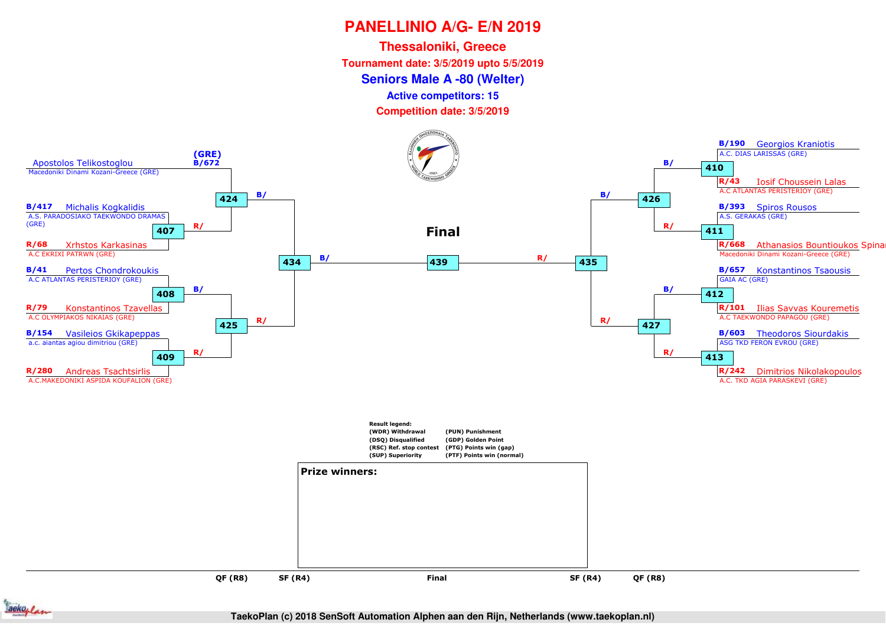# PANELLINIO A/G- E/N 2019

## Thessaloniki, Greece

### Tournament date: 3/5/2019 upto 5/5/2019

### Seniors Male A -80 (Welter)

**Active competitors: 15**

**Competition date: 3/5/2019**

**Left side:**

- (GRE) B/672 Apostolos Telikostoglou — Macedoniki Dinami Kozani-Greece (GRE)
- B/417 Michalis Kogkalidis — A.S. PARADOSIAKO TAEKWONDO DRAMAS (GRE)
- R/68 Xrhstos Karkasinas — A.C EKRIXI PATRWN (GRE)
- B/41 Pertos Chondrokoukis — A.C ATLANTAS PERISTERIOY (GRE)
- R/79 Konstantinos Tzavellas — A.C OLYMPIAKOS NIKAIAS (GRE)
- B/154 Vasileios Gkikapeppas — a.c. aiantas agiou dimitriou (GRE)
- R/280 Andreas Tsachtsirlis — A.C.MAKEDONIKI ASPIDA KOUFALION (GRE)

Matches: 407 (B/417 vs R/68), 408 (B/41 vs R/79), 409 (B/154 vs R/280), 424 (B/672 vs R/ winner 407), 425 (B/ winner 408 vs R/ winner 409), 434 (B/ winner 424 vs R/ winner 425)

**Final**

439 (B/ winner 434 vs R/ winner 435)

**Right side:**

- B/190 Georgios Kraniotis — A.C. DIAS LARISSAS (GRE)
- R/43 Iosif Choussein Lalas — A.C ATLANTAS PERISTERIOY (GRE)
- B/393 Spiros Rousos — A.S. GERAKAS (GRE)
- R/668 Athanasios Bountioukos Spina — Macedoniki Dinami Kozani-Greece (GRE)
- B/657 Konstantinos Tsaousis — GAIA AC (GRE)
- R/101 Ilias Savvas Kouremetis — A.C TAEKWONDO PAPAGOU (GRE)
- B/603 Theodoros Siourdakis — ASG TKD FERON EVROU (GRE)
- R/242 Dimitrios Nikolakopoulos — A.C. TKD AGIA PARASKEVI (GRE)

Matches: 410 (B/190 vs R/43), 411 (B/393 vs R/668), 412 (B/657 vs R/101), 413 (B/603 vs R/242), 426 (B/ winner 410 vs R/ winner 411), 427 (B/ winner 412 vs R/ winner 413), 435 (B/ winner 426 vs R/ winner 427)

**Result legend:**

| | |
|---|---|
| (WDR) Withdrawal | (PUN) Punishment |
| (DSQ) Disqualified | (GDP) Golden Point |
| (RSC) Ref. stop contest | (PTG) Points win (gap) |
| (SUP) Superiority | (PTF) Points win (normal) |

**Prize winners:**

QF (R8) | SF (R4) | Final | SF (R4) | QF (R8)

TaekoPlan (c) 2018 SenSoft Automation Alphen aan den Rijn, Netherlands (www.taekoplan.nl)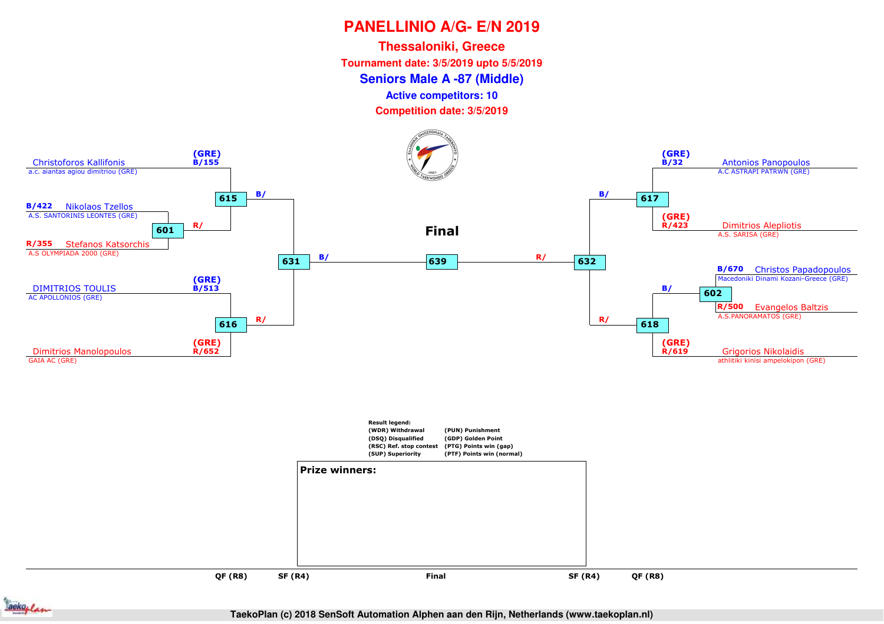# PANELLINIO A/G- E/N 2019

## Thessaloniki, Greece

**Tournament date: 3/5/2019 upto 5/5/2019**

## Seniors Male A -87 (Middle)

**Active competitors: 10**

**Competition date: 3/5/2019**

### Left side

- (GRE) B/155 Christoforos Kallifonis — a.c. aiantas agiou dimitriou (GRE)
- B/422 Nikolaos Tzellos — A.S. SANTORINIS LEONTES (GRE)
- R/355 Stefanos Katsorchis — A.S OLYMPIADA 2000 (GRE)
- (GRE) B/513 DIMITRIOS TOULIS — AC APOLLONIOS (GRE)
- (GRE) R/652 Dimitrios Manolopoulos — GAIA AC (GRE)

Matches: 601 (B/, R/), 615 (B/), 616 (R/), 631 (B/)

### Final

639 (B/ — R/)

### Right side

- (GRE) B/32 Antonios Panopoulos — A.C ASTRAPI PATRWN (GRE)
- (GRE) R/423 Dimitrios Alepliotis — A.S. SARISA (GRE)
- B/670 Christos Papadopoulos — Macedoniki Dinami Kozani-Greece (GRE)
- R/500 Evangelos Baltzis — A.S.PANORAMATOS (GRE)
- (GRE) R/619 Grigorios Nikolaidis — athlitiki kinisi ampelokipon (GRE)

Matches: 602 (B/), 617 (B/), 618 (R/), 632 (R/)

QF (R8) | SF (R4) | Final | SF (R4) | QF (R8)

**Result legend:**

- (WDR) Withdrawal
- (DSQ) Disqualified
- (RSC) Ref. stop contest
- (SUP) Superiority
- (PUN) Punishment
- (GDP) Golden Point
- (PTG) Points win (gap)
- (PTF) Points win (normal)

**Prize winners:**

TaekoPlan (c) 2018 SenSoft Automation Alphen aan den Rijn, Netherlands (www.taekoplan.nl)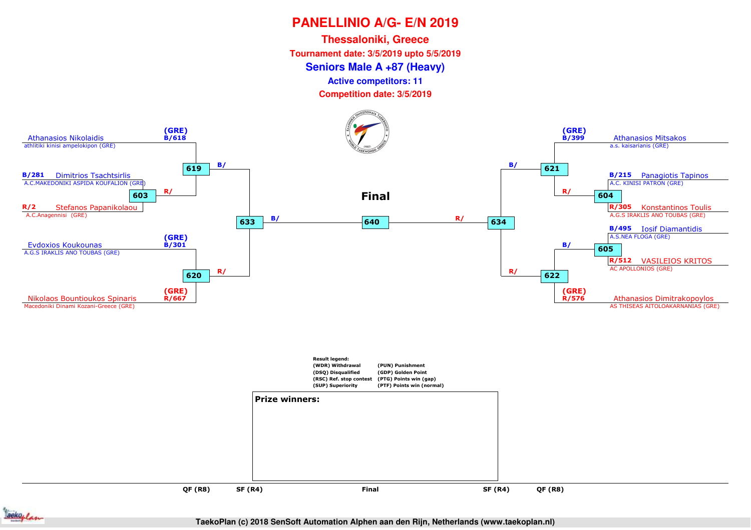# PANELLINIO A/G- E/N 2019

## Thessaloniki, Greece

**Tournament date: 3/5/2019 upto 5/5/2019**

## Seniors Male A +87 (Heavy)

**Active competitors: 11**

**Competition date: 3/5/2019**

### Left side

- (GRE) B/618 — Athanasios Nikolaidis — athlitiki kinisi ampelokipon (GRE)
- B/281 — Dimitrios Tsachtsirlis — A.C.MAKEDONIKI ASPIDA KOUFALION (GRE)
- R/2 — Stefanos Papanikolaou — A.C.Anagennisi (GRE)
- (GRE) B/301 — Evdoxios Koukounas — A.G.S IRAKLIS ANO TOUBAS (GRE)
- (GRE) R/667 — Nikolaos Bountioukos Spinaris — Macedoniki Dinami Kozani-Greece (GRE)

Matches: 603 (R/) → 619 (B/) → 633 (B/); 620 (R/) → 633

### Final

640

### Right side

- (GRE) B/399 — Athanasios Mitsakos — a.s. kaisarianis (GRE)
- B/215 — Panagiotis Tapinos — A.C. KINISI PATRON (GRE)
- R/305 — Konstantinos Toulis — A.G.S IRAKLIS ANO TOUBAS (GRE)
- B/495 — Iosif Diamantidis — A.S.NEA FLOGA (GRE)
- R/512 — VASILEIOS KRITOS — AC APOLLONIOS (GRE)
- (GRE) R/576 — Athanasios Dimitrakopoylos — AS THISEAS AITOLOAKARNANIAS (GRE)

Matches: 604 (R/) → 621 (B/) → 634 (R/); 605 (B/) → 622 (R/) → 634

**Result legend:**

| | |
|---|---|
| (WDR) Withdrawal | (PUN) Punishment |
| (DSQ) Disqualified | (GDP) Golden Point |
| (RSC) Ref. stop contest | (PTG) Points win (gap) |
| (SUP) Superiority | (PTF) Points win (normal) |

**Prize winners:**

QF (R8) | SF (R4) | Final | SF (R4) | QF (R8)

TaekoPlan (c) 2018 SenSoft Automation Alphen aan den Rijn, Netherlands (www.taekoplan.nl)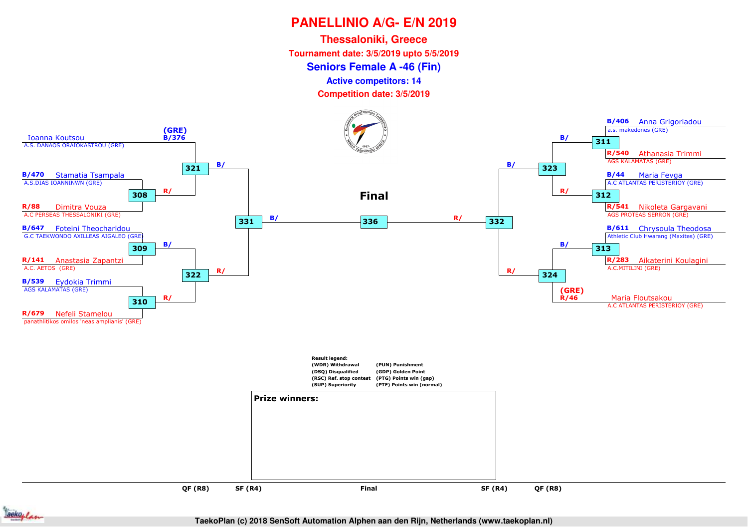# PANELLINIO A/G- E/N 2019

## Thessaloniki, Greece

**Tournament date: 3/5/2019 upto 5/5/2019**

## Seniors Female A -46 (Fin)

**Active competitors: 14**

**Competition date: 3/5/2019**

**Left side**

- (GRE) B/376 Ioanna Koutsou — A.S. DANAOS ORAIOKASTROU (GRE)
- B/470 Stamatia Tsampala — A.S.DIAS IOANNINWN (GRE)
- R/88 Dimitra Vouza — A.C PERSEAS THESSALONIKI (GRE)
- B/647 Foteini Theocharidou — G.C TAEKWONDO AXILLEAS AIGALEO (GRE)
- R/141 Anastasia Zapantzi — A.C. AETOS (GRE)
- B/539 Eydokia Trimmi — AGS KALAMATAS (GRE)
- R/679 Nefeli Stamelou — panathlitikos omilos 'neas amplianis' (GRE)

Matches: 308 (Tsampala B/ vs Vouza R/), 309 (Theocharidou B/ vs Zapantzi R/), 310 (Trimmi B/ vs Stamelou R/), 321 (Koutsou B/ vs winner 308 R/), 322 (winner 309 B/ vs winner 310 R/), 331 (winner 321 B/ vs winner 322 R/)

**Right side**

- B/406 Anna Grigoriadou — a.s. makedones (GRE)
- R/540 Athanasia Trimmi — AGS KALAMATAS (GRE)
- B/44 Maria Fevga — A.C ATLANTAS PERISTERIOY (GRE)
- R/541 Nikoleta Gargavani — AGS PROTEAS SERRON (GRE)
- B/611 Chrysoula Theodosa — Athletic Club Hwarang (Maxites) (GRE)
- R/283 Aikaterini Koulagini — A.C.MITILINI (GRE)
- (GRE) R/46 Maria Floutsakou — A.C ATLANTAS PERISTERIOY (GRE)

Matches: 311 (Grigoriadou B/ vs Trimmi R/), 312 (Fevga B/ vs Gargavani R/), 313 (Theodosa B/ vs Koulagini R/), 323 (winner 311 B/ vs winner 312 R/), 324 (winner 313 B/ vs Floutsakou R/), 332 (winner 323 B/ vs winner 324 R/)

**Final**

336: winner 331 B/ vs winner 332 R/

QF (R8) — SF (R4) — Final — SF (R4) — QF (R8)

**Result legend:**

| | |
|---|---|
| (WDR) Withdrawal | (PUN) Punishment |
| (DSQ) Disqualified | (GDP) Golden Point |
| (RSC) Ref. stop contest | (PTG) Points win (gap) |
| (SUP) Superiority | (PTF) Points win (normal) |

**Prize winners:**

TaekoPlan (c) 2018 SenSoft Automation Alphen aan den Rijn, Netherlands (www.taekoplan.nl)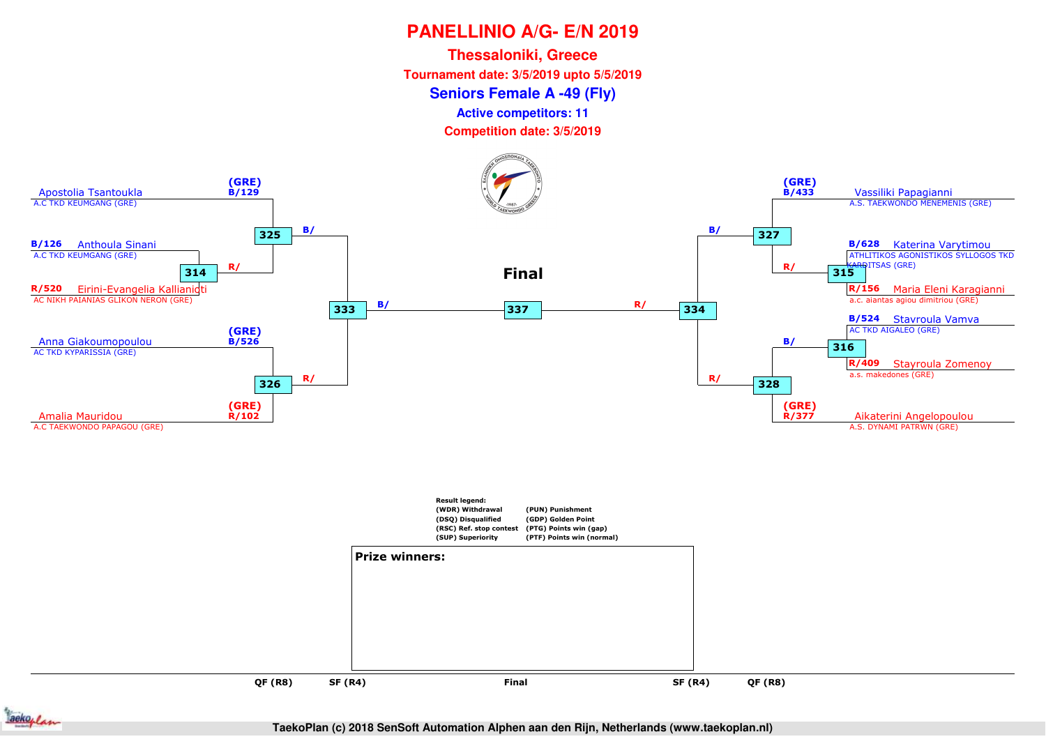# PANELLINIO A/G- E/N 2019

## Thessaloniki, Greece

**Tournament date: 3/5/2019 upto 5/5/2019**

## Seniors Female A -49 (Fly)

**Active competitors: 11**

**Competition date: 3/5/2019**

### Left side

- (GRE) B/129 Apostolia Tsantoukla — A.C TKD KEUMGANG (GRE)
- B/126 Anthoula Sinani — A.C TKD KEUMGANG (GRE)
- R/520 Eirini-Evangelia Kallianioti — AC NIKH PAIANIAS GLIKON NERON (GRE)
- (GRE) B/526 Anna Giakoumopoulou — AC TKD KYPARISSIA (GRE)
- (GRE) R/102 Amalia Mauridou — A.C TAEKWONDO PAPAGOU (GRE)

Matches: 314 (B/126 vs R/520), 325 (B/129 vs R/ winner 314), 326 (B/526 vs R/102), 333 (B/ winner 325 vs R/ winner 326)

### Right side

- (GRE) B/433 Vassiliki Papagianni — A.S. TAEKWONDO MENEMENIS (GRE)
- B/628 Katerina Varytimou — ATHLITIKOS AGONISTIKOS SYLLOGOS TKD KARDITSAS (GRE)
- R/156 Maria Eleni Karagianni — a.c. aiantas agiou dimitriou (GRE)
- B/524 Stavroula Vamva — AC TKD AIGALEO (GRE)
- R/409 Stayroula Zomenoy — a.s. makedones (GRE)
- (GRE) R/377 Aikaterini Angelopoulou — A.S. DYNAMI PATRWN (GRE)

Matches: 315 (B/628 vs R/156), 316 (B/524 vs R/409), 327 (B/433 vs R/ winner 315), 328 (B/ winner 316 vs R/377), 334 (B/ winner 327 vs R/ winner 328)

### Final

337: B/ (winner 333) vs R/ (winner 334)

**Result legend:**

| | |
|---|---|
| (WDR) Withdrawal | (PUN) Punishment |
| (DSQ) Disqualified | (GDP) Golden Point |
| (RSC) Ref. stop contest | (PTG) Points win (gap) |
| (SUP) Superiority | (PTF) Points win (normal) |

**Prize winners:**

QF (R8) — SF (R4) — Final — SF (R4) — QF (R8)

TaekoPlan (c) 2018 SenSoft Automation Alphen aan den Rijn, Netherlands (www.taekoplan.nl)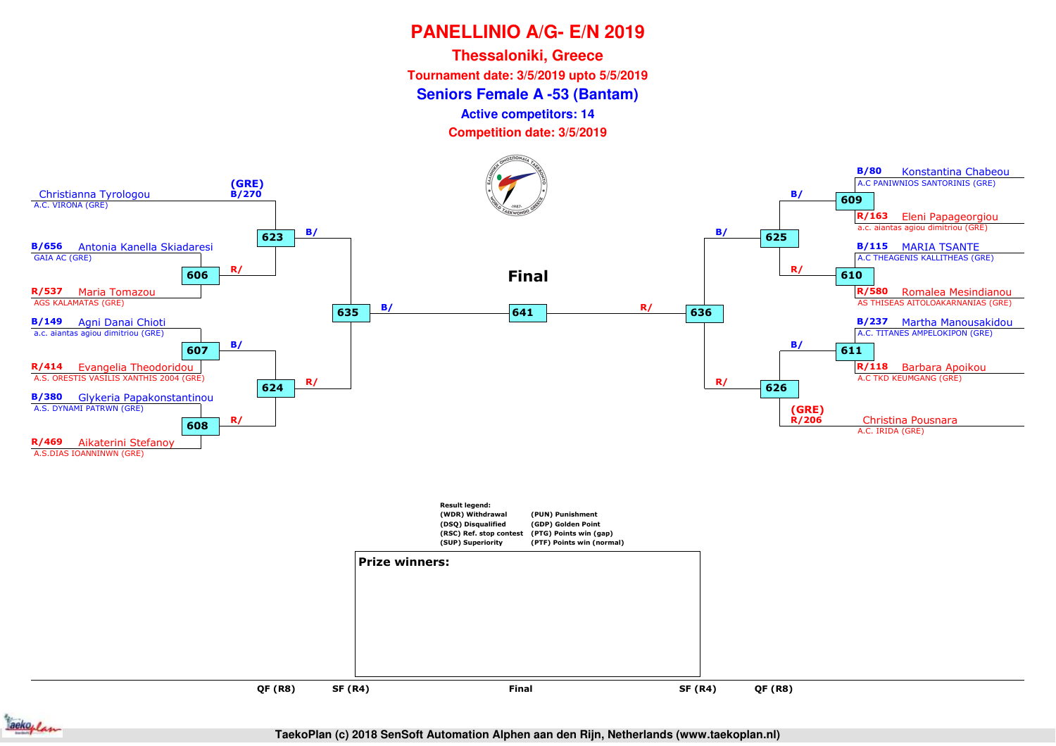# PANELLINIO A/G- E/N 2019

## Thessaloniki, Greece

**Tournament date: 3/5/2019 upto 5/5/2019**

## Seniors Female A -53 (Bantam)

**Active competitors: 14**

**Competition date: 3/5/2019**

### Left side of bracket

| Competitor | Club | Match (R16) | Match (QF) | Match (SF) |
|---|---|---|---|---|
| (GRE) B/270 Christianna Tyrologou | A.C. VIRONA (GRE) | | 623 | 635 |
| B/656 Antonia Kanella Skiadaresi | GAIA AC (GRE) | 606 | 623 | 635 |
| R/537 Maria Tomazou | AGS KALAMATAS (GRE) | 606 | 623 | 635 |
| B/149 Agni Danai Chioti | a.c. aiantas agiou dimitriou (GRE) | 607 | 624 | 635 |
| R/414 Evangelia Theodoridou | A.S. ORESTIS VASILIS XANTHIS 2004 (GRE) | 607 | 624 | 635 |
| B/380 Glykeria Papakonstantinou | A.S. DYNAMI PATRWN (GRE) | 608 | 624 | 635 |
| R/469 Aikaterini Stefanoy | A.S.DIAS IOANNINWN (GRE) | 608 | 624 | 635 |

### Right side of bracket

| Competitor | Club | Match (R16) | Match (QF) | Match (SF) |
|---|---|---|---|---|
| B/80 Konstantina Chabeou | A.C PANIWNIOS SANTORINIS (GRE) | 609 | 625 | 636 |
| R/163 Eleni Papageorgiou | a.c. aiantas agiou dimitriou (GRE) | 609 | 625 | 636 |
| B/115 MARIA TSANTE | A.C THEAGENIS KALLITHEAS (GRE) | 610 | 625 | 636 |
| R/580 Romalea Mesindianou | AS THISEAS AITOLOAKARNANIAS (GRE) | 610 | 625 | 636 |
| B/237 Martha Manousakidou | A.C. TITANES AMPELOKIPON (GRE) | 611 | 626 | 636 |
| R/118 Barbara Apoikou | A.C TKD KEUMGANG (GRE) | 611 | 626 | 636 |
| (GRE) R/206 Christina Pousnara | A.C. IRIDA (GRE) | | 626 | 636 |

### Final

641: B/ (winner 635) vs R/ (winner 636)

**Result legend:**

| | |
|---|---|
| (WDR) Withdrawal | (PUN) Punishment |
| (DSQ) Disqualified | (GDP) Golden Point |
| (RSC) Ref. stop contest | (PTG) Points win (gap) |
| (SUP) Superiority | (PTF) Points win (normal) |

**Prize winners:**

QF (R8) — SF (R4) — Final — SF (R4) — QF (R8)

TaekoPlan (c) 2018 SenSoft Automation Alphen aan den Rijn, Netherlands (www.taekoplan.nl)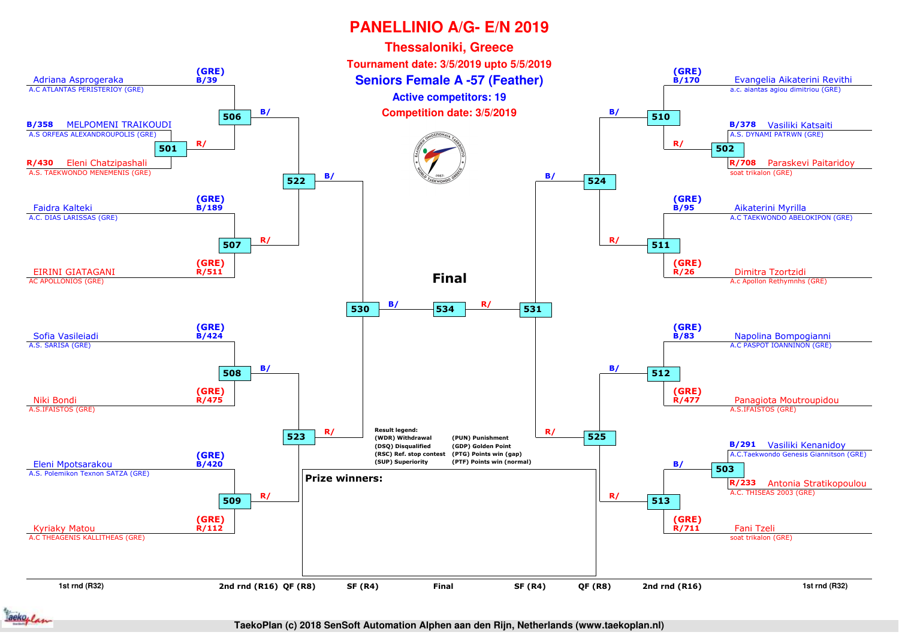# PANELLINIO A/G- E/N 2019

## Thessaloniki, Greece

**Tournament date: 3/5/2019 upto 5/5/2019**

## Seniors Female A -57 (Feather)

**Active competitors: 19**

**Competition date: 3/5/2019**

### Left side of bracket

**1st rnd (R32) / 2nd rnd (R16)**

- (GRE) B/39 Adriana Asprogeraka – A.C ATLANTAS PERISTERIOY (GRE)
- Match 501:
  - B/358 MELPOMENI TRAIKOUDI – A.S ORFEAS ALEXANDROUPOLIS (GRE)
  - R/430 Eleni Chatzipashali – A.S. TAEKWONDO MENEMENIS (GRE)
- Match 506: B/ Adriana Asprogeraka vs R/ winner 501
- Match 507:
  - (GRE) B/189 Faidra Kalteki – A.C. DIAS LARISSAS (GRE)
  - (GRE) R/511 EIRINI GIATAGANI – AC APOLLONIOS (GRE)
- Match 508:
  - (GRE) B/424 Sofia Vasileiadi – A.S. SARISA (GRE)
  - (GRE) R/475 Niki Bondi – A.S.IFAISTOS (GRE)
- Match 509:
  - (GRE) B/420 Eleni Mpotsarakou – A.S. Polemikon Texnon SATZA (GRE)
  - (GRE) R/112 Kyriaky Matou – A.C THEAGENIS KALLITHEAS (GRE)

**QF (R8)**

- Match 522: B/ (winner 506) vs R/ (winner 507)
- Match 523: B/ (winner 508) vs R/ (winner 509)

**SF (R4)**

- Match 530: B/ (winner 522) vs R/ (winner 523)

### Right side of bracket

**1st rnd (R32) / 2nd rnd (R16)**

- (GRE) B/170 Evangelia Aikaterini Revithi – a.c. aiantas agiou dimitriou (GRE)
- Match 502:
  - B/378 Vasiliki Katsaiti – A.S. DYNAMI PATRWN (GRE)
  - R/708 Paraskevi Paitaridoy – soat trikalon (GRE)
- Match 510: B/ Evangelia Aikaterini Revithi vs R/ winner 502
- Match 511:
  - (GRE) B/95 Aikaterini Myrilla – A.C TAEKWONDO ABELOKIPON (GRE)
  - (GRE) R/26 Dimitra Tzortzidi – A.c Apollon Rethymnhs (GRE)
- Match 512:
  - (GRE) B/83 Napolina Bompogianni – A.C PASPOT IOANNINON (GRE)
  - (GRE) R/477 Panagiota Moutroupidou – A.S.IFAISTOS (GRE)
- Match 503:
  - B/291 Vasiliki Kenanidoy – A.C.Taekwondo Genesis Giannitson (GRE)
  - R/233 Antonia Stratikopoulou – A.C. THISEAS 2003 (GRE)
- Match 513: B/ winner 503 vs R/ (GRE) R/711 Fani Tzeli – soat trikalon (GRE)

**QF (R8)**

- Match 524: B/ (winner 510) vs R/ (winner 511)
- Match 525: B/ (winner 512) vs R/ (winner 513)

**SF (R4)**

- Match 531: B/ (winner 524) vs R/ (winner 525)

### Final

- Match 534: B/ (winner 530) vs R/ (winner 531)

**Result legend:**

| | |
|---|---|
| (WDR) Withdrawal | (PUN) Punishment |
| (DSQ) Disqualified | (GDP) Golden Point |
| (RSC) Ref. stop contest | (PTG) Points win (gap) |
| (SUP) Superiority | (PTF) Points win (normal) |

**Prize winners:**

TaekoPlan (c) 2018 SenSoft Automation Alphen aan den Rijn, Netherlands (www.taekoplan.nl)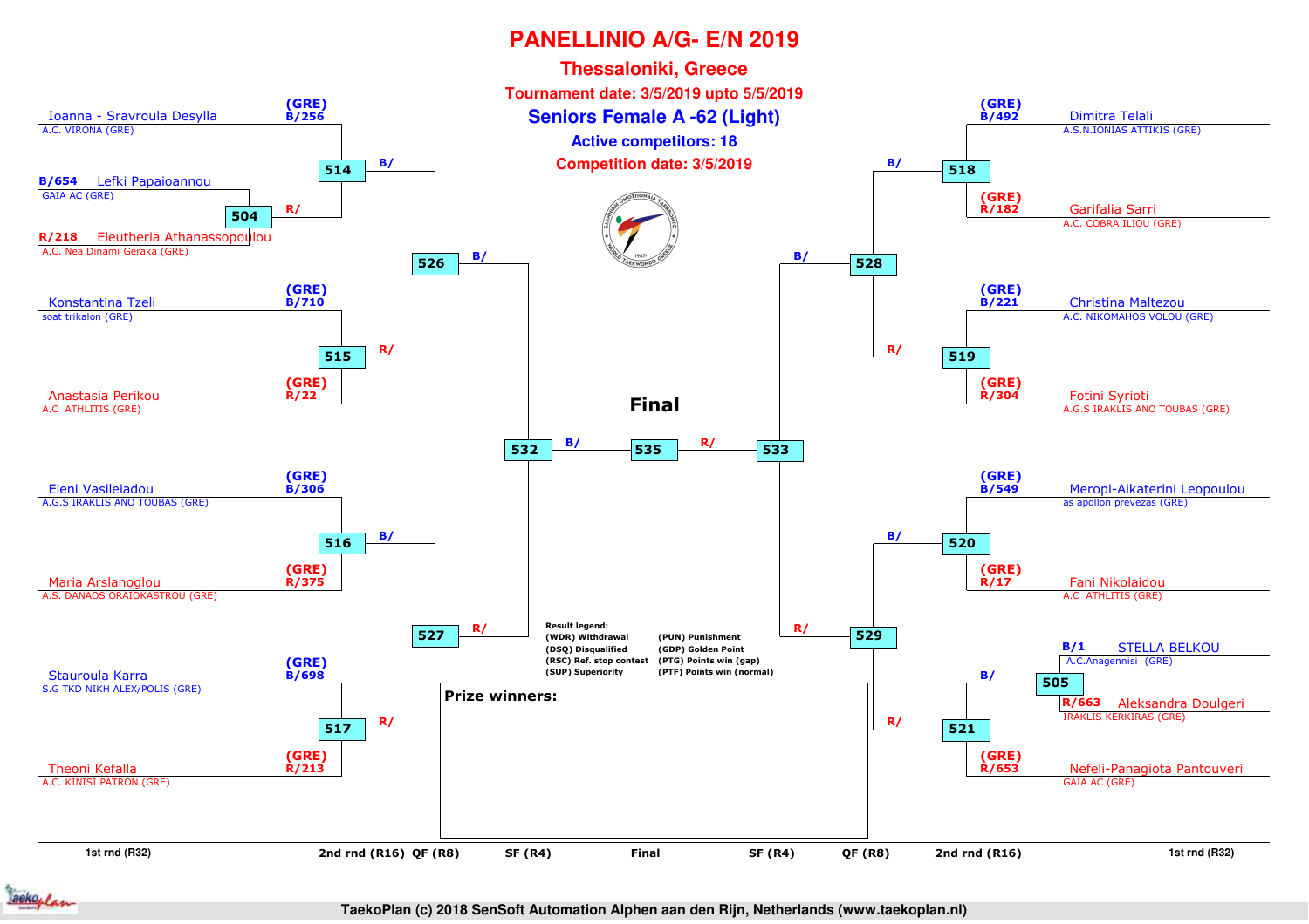# PANELLINIO A/G- E/N 2019

## Thessaloniki, Greece

**Tournament date: 3/5/2019 upto 5/5/2019**

## Seniors Female A -62 (Light)

**Active competitors: 18**

**Competition date: 3/5/2019**

### Left side

- 504: B/654 Lefki Papaioannou – GAIA AC (GRE) vs R/218 Eleutheria Athanassopoulou – A.C. Nea Dinami Geraka (GRE)
- 514: B/256 Ioanna - Sravroula Desylla – A.C. VIRONA (GRE) (GRE) vs R/ (winner 504)
- 515: B/710 Konstantina Tzeli – soat trikalon (GRE) (GRE) vs R/22 Anastasia Perikou – A.C ATHLITIS (GRE) (GRE)
- 516: B/306 Eleni Vasileiadou – A.G.S IRAKLIS ANO TOUBAS (GRE) (GRE) vs R/375 Maria Arslanoglou – A.S. DANAOS ORAIOKASTROU (GRE) (GRE)
- 517: B/698 Stauroula Karra – S.G TKD NIKH ALEX/POLIS (GRE) (GRE) vs R/213 Theoni Kefalla – A.C. KINISI PATRON (GRE) (GRE)
- 526: B/ (514) vs R/ (515)
- 527: B/ (516) vs R/ (517)
- 532: B/ (526) vs R/ (527)

### Right side

- 505: B/1 STELLA BELKOU – A.C.Anagennisi (GRE) vs R/663 Aleksandra Doulgeri – IRAKLIS KERKIRAS (GRE)
- 518: B/492 Dimitra Telali – A.S.N.IONIAS ATTIKIS (GRE) (GRE) vs R/182 Garifalia Sarri – A.C. COBRA ILIOU (GRE) (GRE)
- 519: B/221 Christina Maltezou – A.C. NIKOMAHOS VOLOU (GRE) (GRE) vs R/304 Fotini Syrioti – A.G.S IRAKLIS ANO TOUBAS (GRE) (GRE)
- 520: B/549 Meropi-Aikaterini Leopoulou – as apollon prevezas (GRE) (GRE) vs R/17 Fani Nikolaidou – A.C ATHLITIS (GRE) (GRE)
- 521: B/ (winner 505) vs R/653 Nefeli-Panagiota Pantouveri – GAIA AC (GRE) (GRE)
- 528: B/ (518) vs R/ (519)
- 529: B/ (520) vs R/ (521)
- 533: B/ (528) vs R/ (529)

### Final

- 535: B/ (532) vs R/ (533)

**Result legend:**

| | |
|---|---|
| (WDR) Withdrawal | (PUN) Punishment |
| (DSQ) Disqualified | (GDP) Golden Point |
| (RSC) Ref. stop contest | (PTG) Points win (gap) |
| (SUP) Superiority | (PTF) Points win (normal) |

**Prize winners:**

1st rnd (R32) | 2nd rnd (R16) | QF (R8) | SF (R4) | Final | SF (R4) | QF (R8) | 2nd rnd (R16) | 1st rnd (R32)

TaekoPlan (c) 2018 SenSoft Automation Alphen aan den Rijn, Netherlands (www.taekoplan.nl)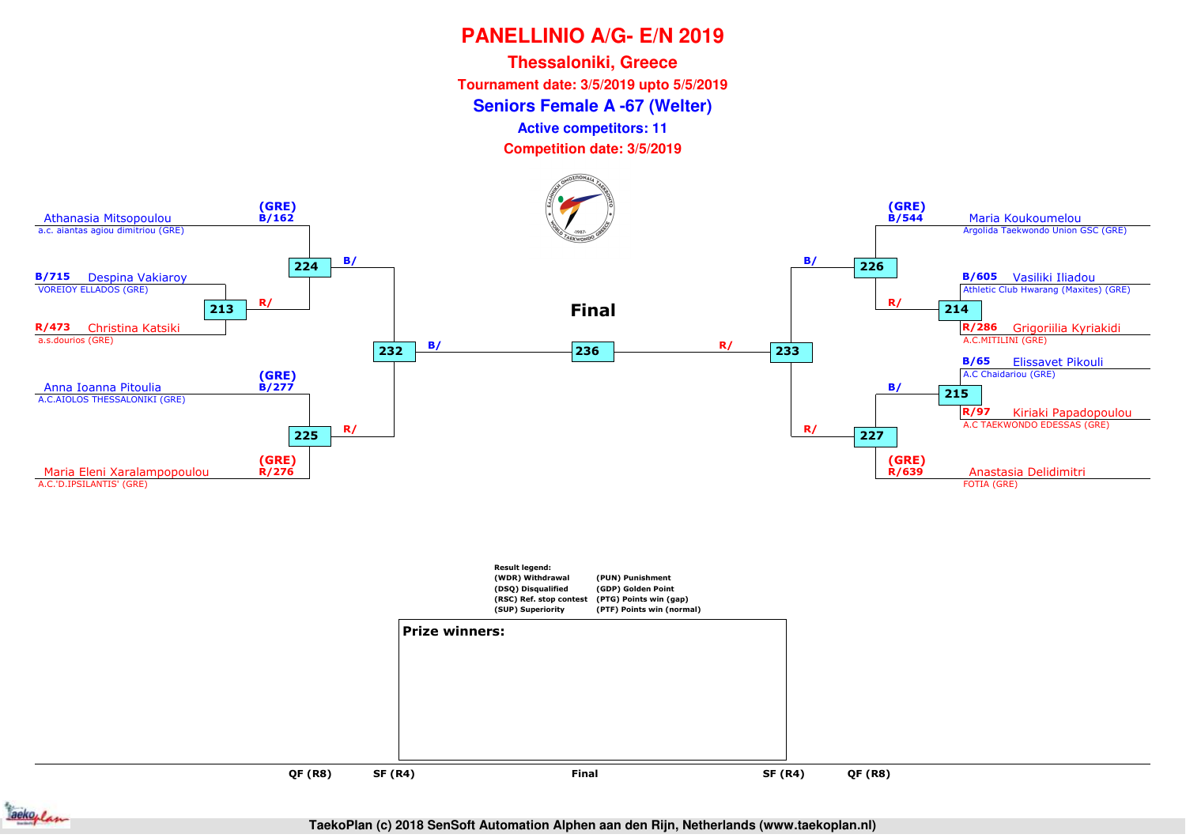# PANELLINIO A/G- E/N 2019

## Thessaloniki, Greece

**Tournament date: 3/5/2019 upto 5/5/2019**

## Seniors Female A -67 (Welter)

**Active competitors: 11**

**Competition date: 3/5/2019**

### Left side of bracket

- (GRE) B/162 — Athanasia Mitsopoulou — a.c. aiantas agiou dimitriou (GRE)
- B/715 — Despina Vakiaroy — VOREIOY ELLADOS (GRE)
- R/473 — Christina Katsiki — a.s.dourios (GRE)
- (GRE) B/277 — Anna Ioanna Pitoulia — A.C.AIOLOS THESSALONIKI (GRE)
- (GRE) R/276 — Maria Eleni Xaralampopoulou — A.C.'D.IPSILANTIS' (GRE)

Matches: 213 (B/715 vs R/473), 224 (B/162 vs R/ winner 213), 225 (B/277 vs R/276), 232 (B/ winner 224 vs R/ winner 225)

### Right side of bracket

- (GRE) B/544 — Maria Koukoumelou — Argolida Taekwondo Union GSC (GRE)
- B/605 — Vasiliki Iliadou — Athletic Club Hwarang (Maxites) (GRE)
- R/286 — Grigoriilia Kyriakidi — A.C.MITILINI (GRE)
- B/65 — Elissavet Pikouli — A.C Chaidariou (GRE)
- R/97 — Kiriaki Papadopoulou — A.C TAEKWONDO EDESSAS (GRE)
- (GRE) R/639 — Anastasia Delidimitri — FOTIA (GRE)

Matches: 214 (B/605 vs R/286), 226 (B/544 vs R/ winner 214), 215 (B/65 vs R/97), 227 (B/ winner 215 vs R/639), 233 (B/ winner 226 vs R/ winner 227)

### Final

236 (B/ winner 232 vs R/ winner 233)

| QF (R8) | SF (R4) | Final | SF (R4) | QF (R8) |
|---|---|---|---|---|

**Result legend:**

- (WDR) Withdrawal
- (DSQ) Disqualified
- (RSC) Ref. stop contest
- (SUP) Superiority
- (PUN) Punishment
- (GDP) Golden Point
- (PTG) Points win (gap)
- (PTF) Points win (normal)

**Prize winners:**

TaekoPlan (c) 2018 SenSoft Automation Alphen aan den Rijn, Netherlands (www.taekoplan.nl)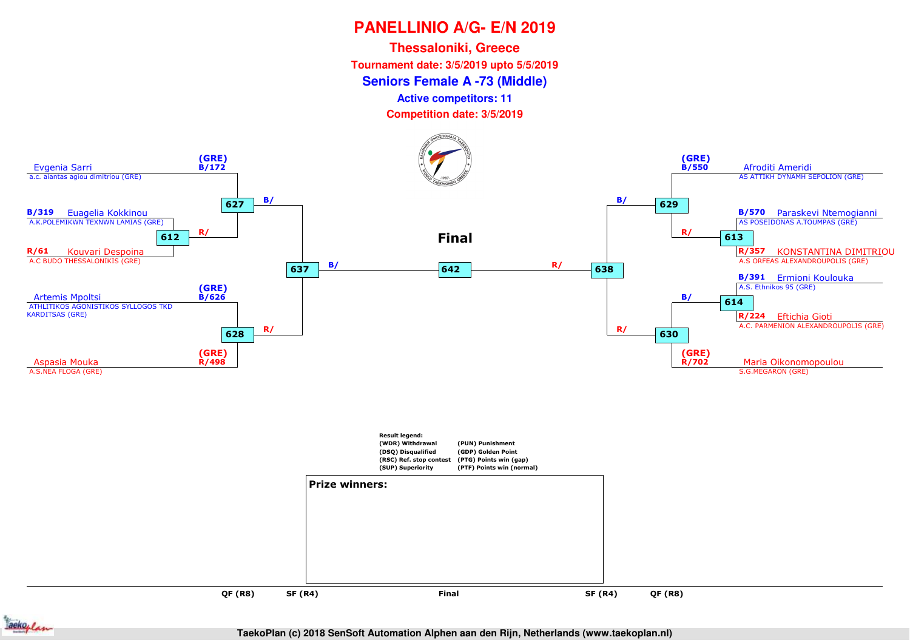# PANELLINIO A/G- E/N 2019

## Thessaloniki, Greece

**Tournament date: 3/5/2019 upto 5/5/2019**

## Seniors Female A -73 (Middle)

**Active competitors: 11**

**Competition date: 3/5/2019**

**Left side**

- (GRE) B/172 Evgenia Sarri — a.c. aiantas agiou dimitriou (GRE)
- B/319 Euagelia Kokkinou — A.K.POLEMIKWN TEXNWN LAMIAS (GRE)
- R/61 Kouvari Despoina — A.C BUDO THESSALONIKIS (GRE)
- (GRE) B/626 Artemis Mpoltsi — ATHLITIKOS AGONISTIKOS SYLLOGOS TKD KARDITSAS (GRE)
- (GRE) R/498 Aspasia Mouka — A.S.NEA FLOGA (GRE)

Matches: 612 (B/, R/), 627 (B/), 628 (R/), 637 (B/)

**Final**

642

**Right side**

- (GRE) B/550 Afroditi Ameridi — AS ATTIKH DYNAMH SEPOLION (GRE)
- B/570 Paraskevi Ntemogianni — AS POSEIDONAS A.TOUMPAS (GRE)
- R/357 KONSTANTINA DIMITRIOU — A.S ORFEAS ALEXANDROUPOLIS (GRE)
- B/391 Ermioni Koulouka — A.S. Ethnikos 95 (GRE)
- R/224 Eftichia Gioti — A.C. PARMENION ALEXANDROUPOLIS (GRE)
- (GRE) R/702 Maria Oikonomopoulou — S.G.MEGARON (GRE)

Matches: 613 (R/), 629 (B/), 614 (B/), 630 (R/), 638 (R/)

**Result legend:**

| | |
|---|---|
| (WDR) Withdrawal | (PUN) Punishment |
| (DSQ) Disqualified | (GDP) Golden Point |
| (RSC) Ref. stop contest | (PTG) Points win (gap) |
| (SUP) Superiority | (PTF) Points win (normal) |

**Prize winners:**

QF (R8) | SF (R4) | Final | SF (R4) | QF (R8)

TaekoPlan (c) 2018 SenSoft Automation Alphen aan den Rijn, Netherlands (www.taekoplan.nl)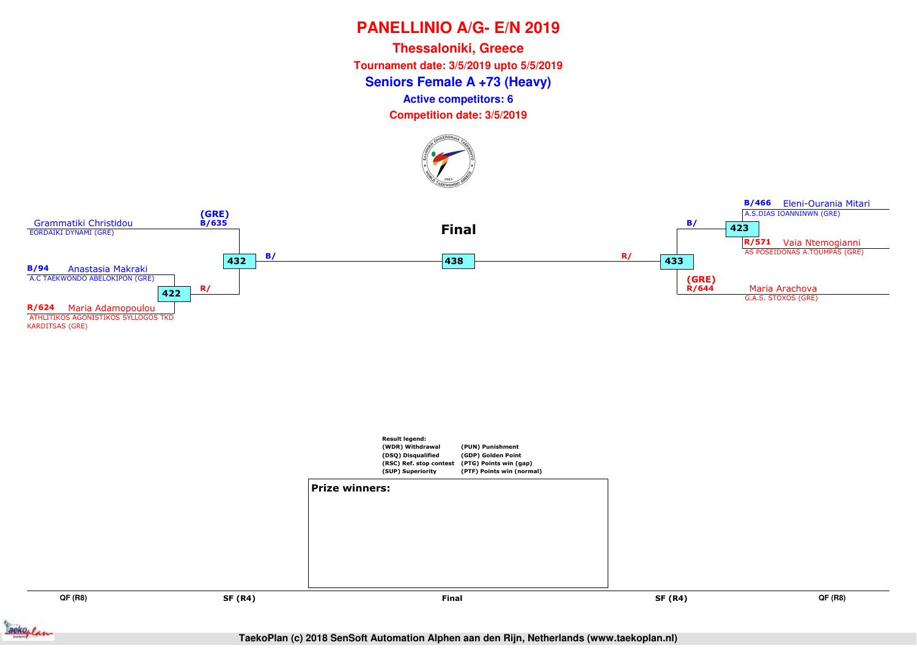# PANELLINIO A/G- E/N 2019

## Thessaloniki, Greece

**Tournament date: 3/5/2019 upto 5/5/2019**

## Seniors Female A +73 (Heavy)

**Active competitors: 6**

**Competition date: 3/5/2019**

Grammatiki Christidou
EORDAIKI DYNAMI (GRE)
(GRE)
B/635

B/94 Anastasia Makraki
A.C TAEKWONDO ABELOKIPON (GRE)

R/624 Maria Adamopoulou
ATHLITIKOS AGONISTIKOS SYLLOGOS TKD KARDITSAS (GRE)

422
R/

432
B/

**Final**

438

R/
433

B/466 Eleni-Ourania Mitari
A.S.DIAS IOANNINWN (GRE)

B/
423

R/571 Vaia Ntemogianni
AS POSEIDONAS A.TOUMPAS (GRE)

(GRE)
R/644 Maria Arachova
G.A.S. STOXOS (GRE)

Result legend:

| | |
|---|---|
| (WDR) Withdrawal | (PUN) Punishment |
| (DSQ) Disqualified | (GDP) Golden Point |
| (RSC) Ref. stop contest | (PTG) Points win (gap) |
| (SUP) Superiority | (PTF) Points win (normal) |

**Prize winners:**

QF (R8) | SF (R4) | Final | SF (R4) | QF (R8)

TaekoPlan (c) 2018 SenSoft Automation Alphen aan den Rijn, Netherlands (www.taekoplan.nl)